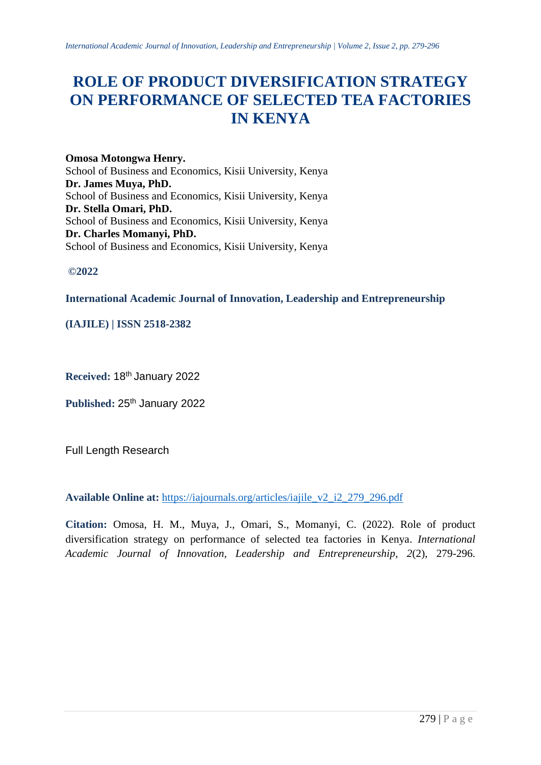# ROLE OF PRODUCT DIVERSIFICATION STRATEGY ON PERFORMANCE OF SELECTED TEA FACTORIES IN KENYA

**Omosa Motongwa Henry.**
School of Business and Economics, Kisii University, Kenya
**Dr. James Muya, PhD.**
School of Business and Economics, Kisii University, Kenya
**Dr. Stella Omari, PhD.**
School of Business and Economics, Kisii University, Kenya
**Dr. Charles Momanyi, PhD.**
School of Business and Economics, Kisii University, Kenya

**©2022**

**International Academic Journal of Innovation, Leadership and Entrepreneurship**

**(IAJILE) | ISSN 2518-2382**

**Received:** 18th January 2022

**Published:** 25th January 2022

Full Length Research

**Available Online at:** https://iajournals.org/articles/iajile_v2_i2_279_296.pdf

**Citation:** Omosa, H. M., Muya, J., Omari, S., Momanyi, C. (2022). Role of product diversification strategy on performance of selected tea factories in Kenya. *International Academic Journal of Innovation, Leadership and Entrepreneurship, 2*(2), 279-296.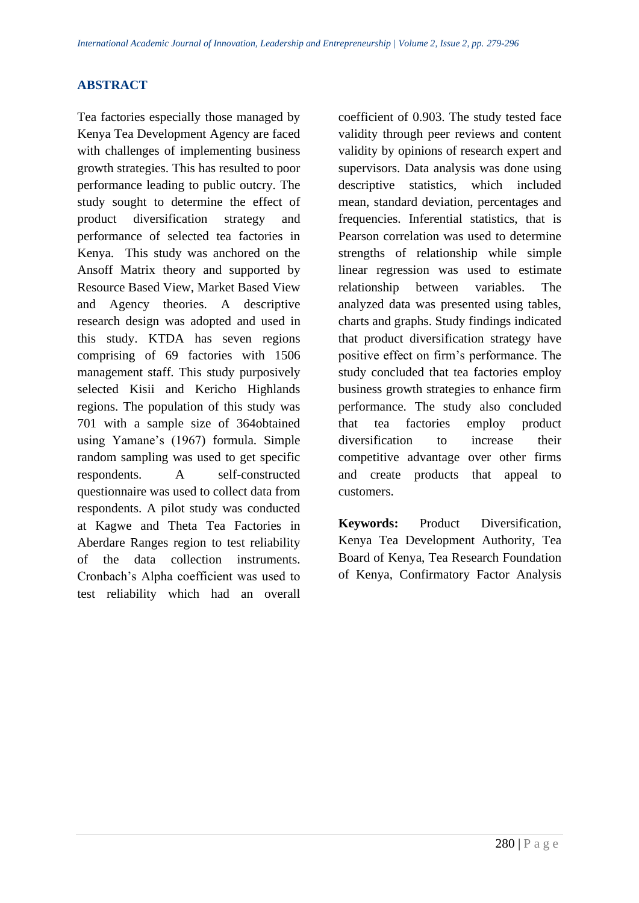## ABSTRACT

Tea factories especially those managed by Kenya Tea Development Agency are faced with challenges of implementing business growth strategies. This has resulted to poor performance leading to public outcry. The study sought to determine the effect of product diversification strategy and performance of selected tea factories in Kenya. This study was anchored on the Ansoff Matrix theory and supported by Resource Based View, Market Based View and Agency theories. A descriptive research design was adopted and used in this study. KTDA has seven regions comprising of 69 factories with 1506 management staff. This study purposively selected Kisii and Kericho Highlands regions. The population of this study was 701 with a sample size of 364obtained using Yamane's (1967) formula. Simple random sampling was used to get specific respondents. A self-constructed questionnaire was used to collect data from respondents. A pilot study was conducted at Kagwe and Theta Tea Factories in Aberdare Ranges region to test reliability of the data collection instruments. Cronbach's Alpha coefficient was used to test reliability which had an overall coefficient of 0.903. The study tested face validity through peer reviews and content validity by opinions of research expert and supervisors. Data analysis was done using descriptive statistics, which included mean, standard deviation, percentages and frequencies. Inferential statistics, that is Pearson correlation was used to determine strengths of relationship while simple linear regression was used to estimate relationship between variables. The analyzed data was presented using tables, charts and graphs. Study findings indicated that product diversification strategy have positive effect on firm's performance. The study concluded that tea factories employ business growth strategies to enhance firm performance. The study also concluded that tea factories employ product diversification to increase their competitive advantage over other firms and create products that appeal to customers.

**Keywords:** Product Diversification, Kenya Tea Development Authority, Tea Board of Kenya, Tea Research Foundation of Kenya, Confirmatory Factor Analysis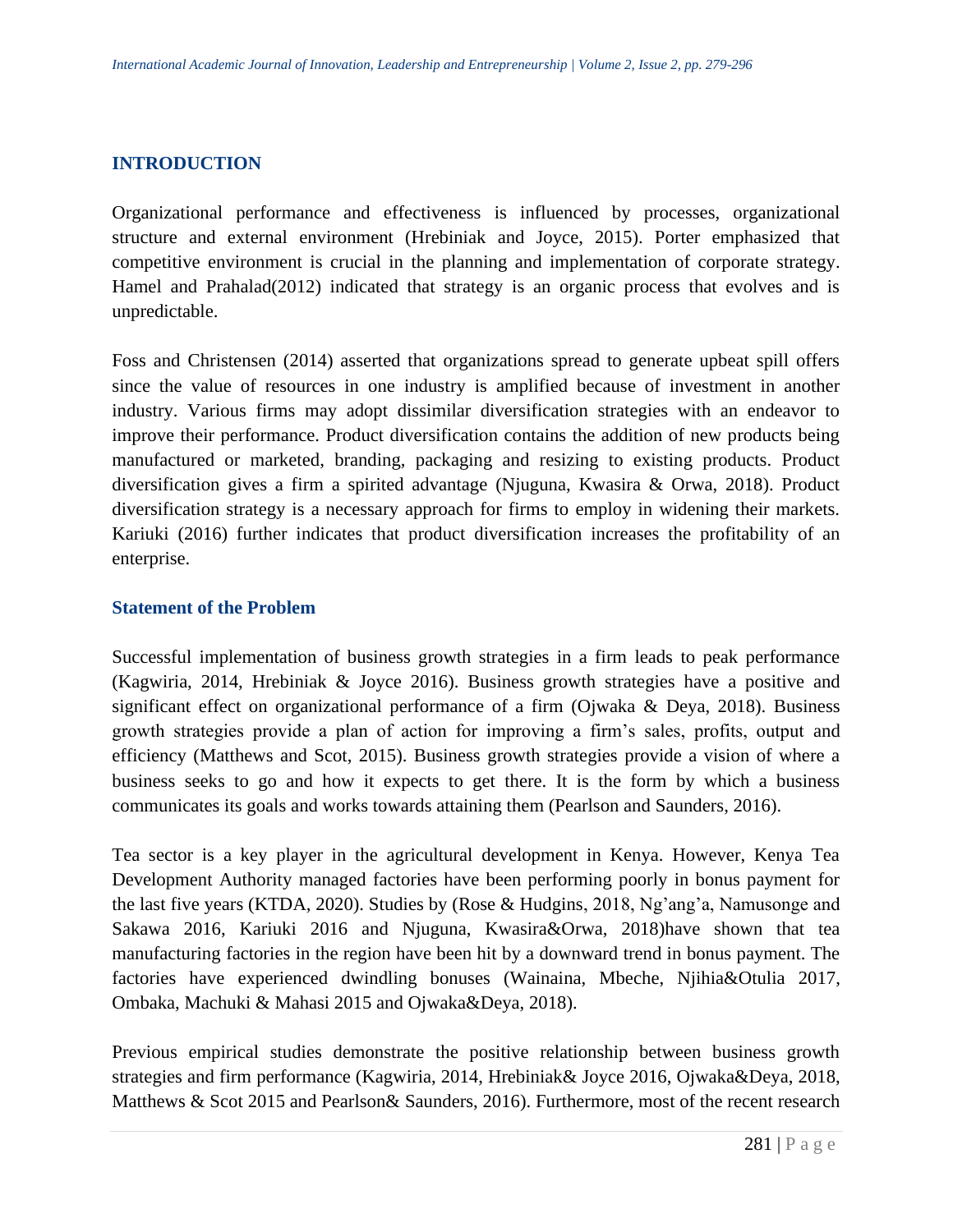## INTRODUCTION

Organizational performance and effectiveness is influenced by processes, organizational structure and external environment (Hrebiniak and Joyce, 2015). Porter emphasized that competitive environment is crucial in the planning and implementation of corporate strategy. Hamel and Prahalad(2012) indicated that strategy is an organic process that evolves and is unpredictable.

Foss and Christensen (2014) asserted that organizations spread to generate upbeat spill offers since the value of resources in one industry is amplified because of investment in another industry. Various firms may adopt dissimilar diversification strategies with an endeavor to improve their performance. Product diversification contains the addition of new products being manufactured or marketed, branding, packaging and resizing to existing products. Product diversification gives a firm a spirited advantage (Njuguna, Kwasira & Orwa, 2018). Product diversification strategy is a necessary approach for firms to employ in widening their markets. Kariuki (2016) further indicates that product diversification increases the profitability of an enterprise.

### Statement of the Problem

Successful implementation of business growth strategies in a firm leads to peak performance (Kagwiria, 2014, Hrebiniak & Joyce 2016). Business growth strategies have a positive and significant effect on organizational performance of a firm (Ojwaka & Deya, 2018). Business growth strategies provide a plan of action for improving a firm's sales, profits, output and efficiency (Matthews and Scot, 2015). Business growth strategies provide a vision of where a business seeks to go and how it expects to get there. It is the form by which a business communicates its goals and works towards attaining them (Pearlson and Saunders, 2016).

Tea sector is a key player in the agricultural development in Kenya. However, Kenya Tea Development Authority managed factories have been performing poorly in bonus payment for the last five years (KTDA, 2020). Studies by (Rose & Hudgins, 2018, Ng'ang'a, Namusonge and Sakawa 2016, Kariuki 2016 and Njuguna, Kwasira&Orwa, 2018)have shown that tea manufacturing factories in the region have been hit by a downward trend in bonus payment. The factories have experienced dwindling bonuses (Wainaina, Mbeche, Njihia&Otulia 2017, Ombaka, Machuki & Mahasi 2015 and Ojwaka&Deya, 2018).

Previous empirical studies demonstrate the positive relationship between business growth strategies and firm performance (Kagwiria, 2014, Hrebiniak& Joyce 2016, Ojwaka&Deya, 2018, Matthews & Scot 2015 and Pearlson& Saunders, 2016). Furthermore, most of the recent research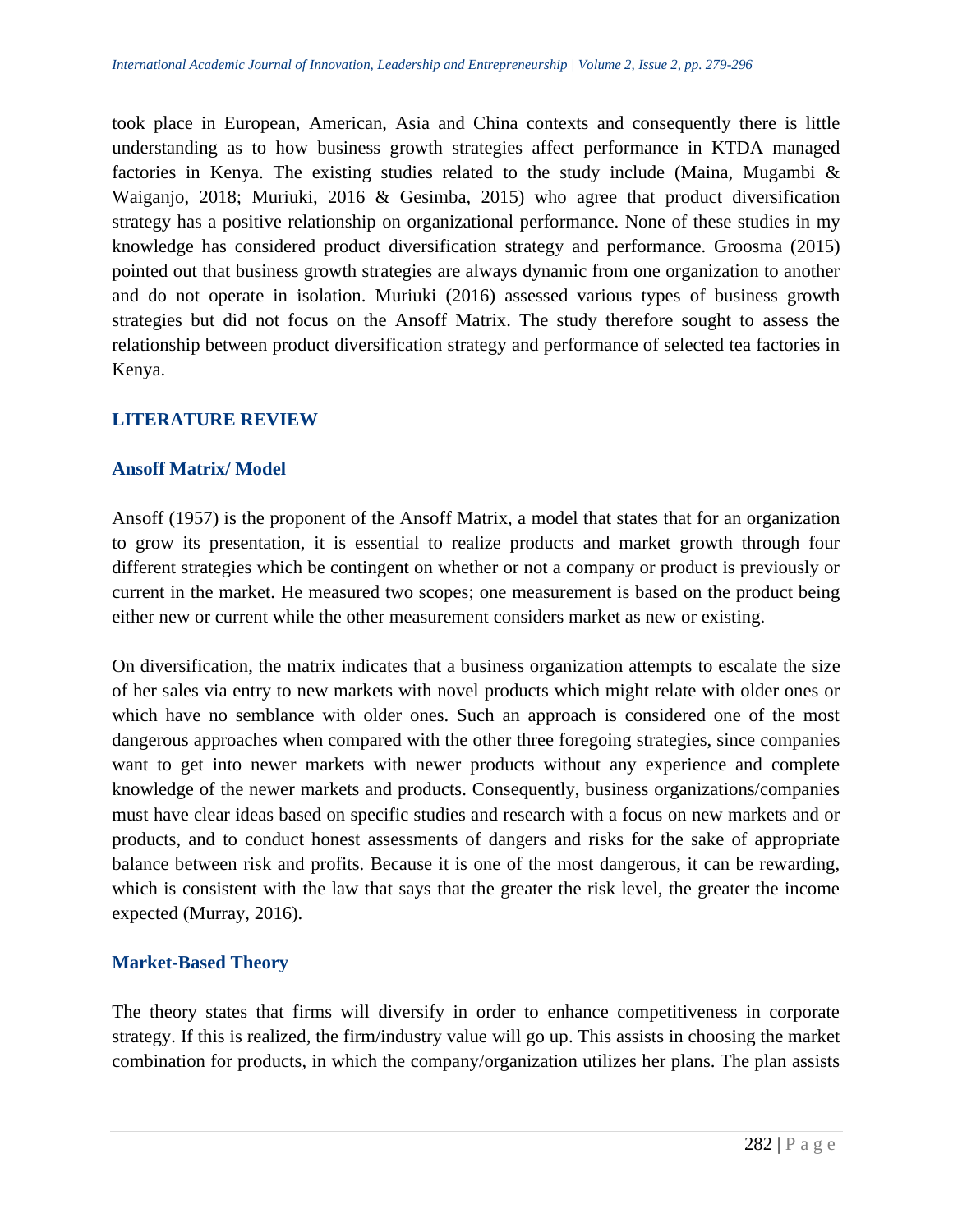took place in European, American, Asia and China contexts and consequently there is little understanding as to how business growth strategies affect performance in KTDA managed factories in Kenya. The existing studies related to the study include (Maina, Mugambi & Waiganjo, 2018; Muriuki, 2016 & Gesimba, 2015) who agree that product diversification strategy has a positive relationship on organizational performance. None of these studies in my knowledge has considered product diversification strategy and performance. Groosma (2015) pointed out that business growth strategies are always dynamic from one organization to another and do not operate in isolation. Muriuki (2016) assessed various types of business growth strategies but did not focus on the Ansoff Matrix. The study therefore sought to assess the relationship between product diversification strategy and performance of selected tea factories in Kenya.

## LITERATURE REVIEW

### Ansoff Matrix/ Model

Ansoff (1957) is the proponent of the Ansoff Matrix, a model that states that for an organization to grow its presentation, it is essential to realize products and market growth through four different strategies which be contingent on whether or not a company or product is previously or current in the market. He measured two scopes; one measurement is based on the product being either new or current while the other measurement considers market as new or existing.

On diversification, the matrix indicates that a business organization attempts to escalate the size of her sales via entry to new markets with novel products which might relate with older ones or which have no semblance with older ones. Such an approach is considered one of the most dangerous approaches when compared with the other three foregoing strategies, since companies want to get into newer markets with newer products without any experience and complete knowledge of the newer markets and products. Consequently, business organizations/companies must have clear ideas based on specific studies and research with a focus on new markets and or products, and to conduct honest assessments of dangers and risks for the sake of appropriate balance between risk and profits. Because it is one of the most dangerous, it can be rewarding, which is consistent with the law that says that the greater the risk level, the greater the income expected (Murray, 2016).

### Market-Based Theory

The theory states that firms will diversify in order to enhance competitiveness in corporate strategy. If this is realized, the firm/industry value will go up. This assists in choosing the market combination for products, in which the company/organization utilizes her plans. The plan assists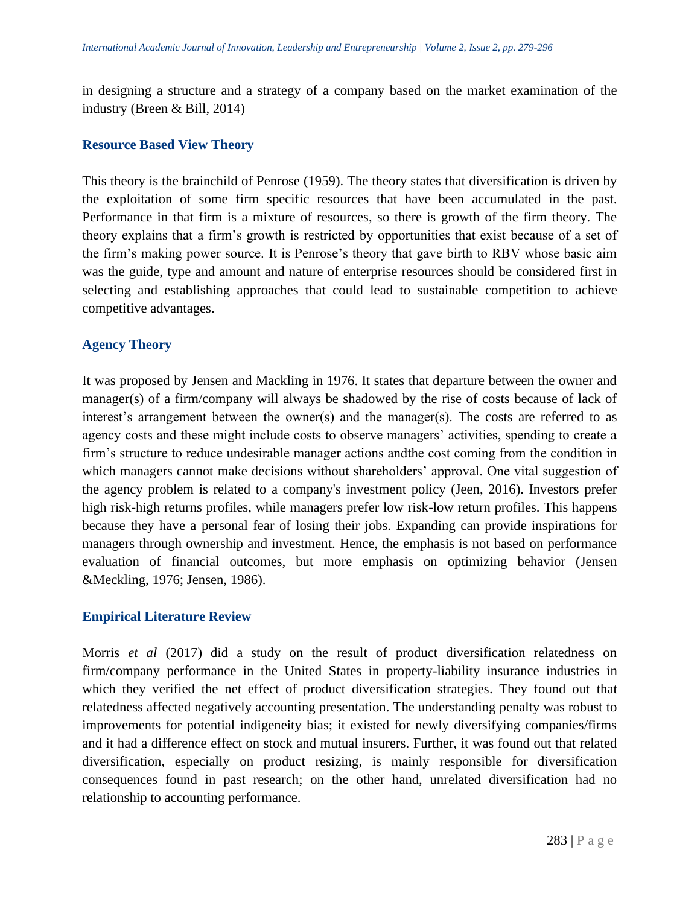in designing a structure and a strategy of a company based on the market examination of the industry (Breen & Bill, 2014)

## Resource Based View Theory

This theory is the brainchild of Penrose (1959). The theory states that diversification is driven by the exploitation of some firm specific resources that have been accumulated in the past. Performance in that firm is a mixture of resources, so there is growth of the firm theory. The theory explains that a firm's growth is restricted by opportunities that exist because of a set of the firm's making power source. It is Penrose's theory that gave birth to RBV whose basic aim was the guide, type and amount and nature of enterprise resources should be considered first in selecting and establishing approaches that could lead to sustainable competition to achieve competitive advantages.

## Agency Theory

It was proposed by Jensen and Mackling in 1976. It states that departure between the owner and manager(s) of a firm/company will always be shadowed by the rise of costs because of lack of interest's arrangement between the owner(s) and the manager(s). The costs are referred to as agency costs and these might include costs to observe managers' activities, spending to create a firm's structure to reduce undesirable manager actions andthe cost coming from the condition in which managers cannot make decisions without shareholders' approval. One vital suggestion of the agency problem is related to a company's investment policy (Jeen, 2016). Investors prefer high risk-high returns profiles, while managers prefer low risk-low return profiles. This happens because they have a personal fear of losing their jobs. Expanding can provide inspirations for managers through ownership and investment. Hence, the emphasis is not based on performance evaluation of financial outcomes, but more emphasis on optimizing behavior (Jensen &Meckling, 1976; Jensen, 1986).

## Empirical Literature Review

Morris *et al* (2017) did a study on the result of product diversification relatedness on firm/company performance in the United States in property-liability insurance industries in which they verified the net effect of product diversification strategies. They found out that relatedness affected negatively accounting presentation. The understanding penalty was robust to improvements for potential indigeneity bias; it existed for newly diversifying companies/firms and it had a difference effect on stock and mutual insurers. Further, it was found out that related diversification, especially on product resizing, is mainly responsible for diversification consequences found in past research; on the other hand, unrelated diversification had no relationship to accounting performance.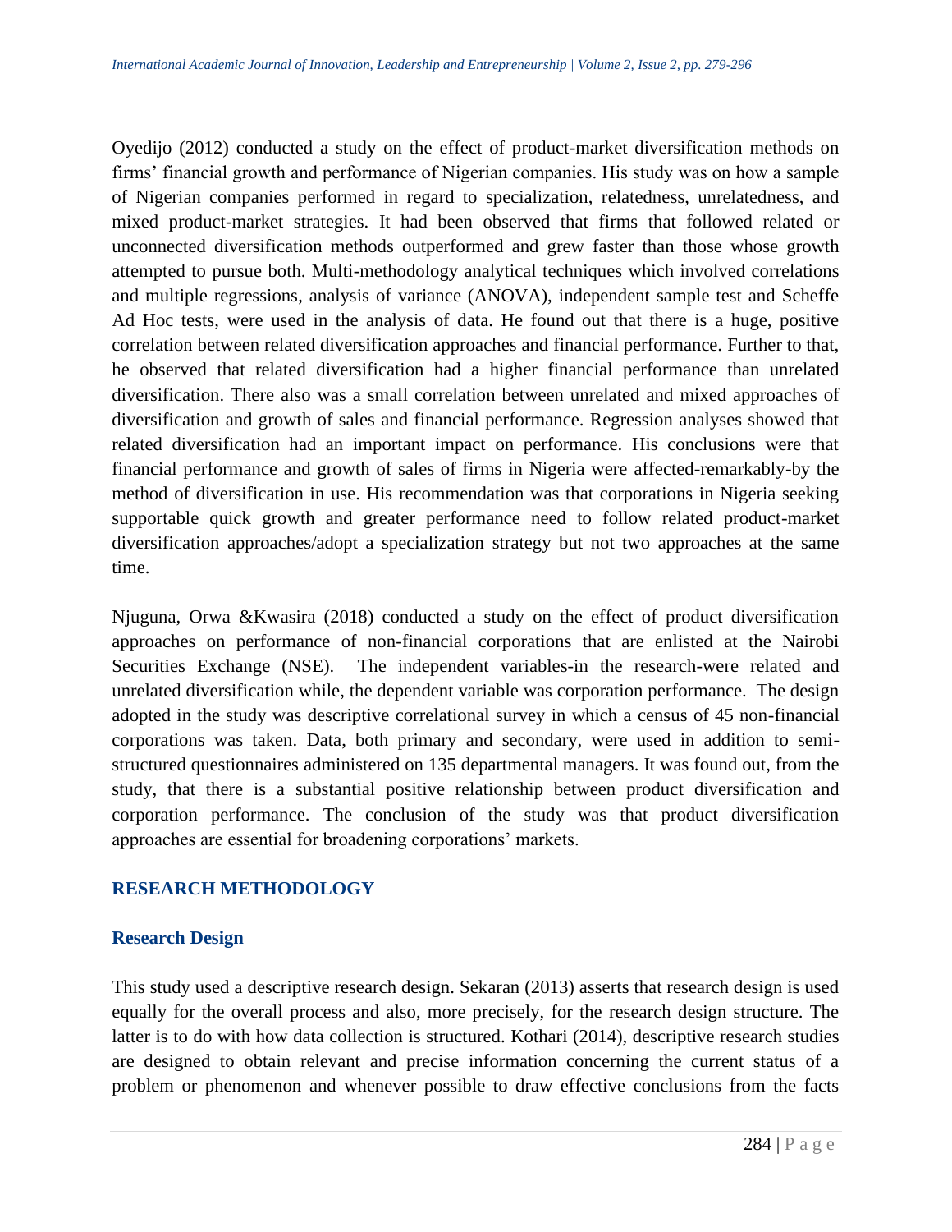Oyedijo (2012) conducted a study on the effect of product-market diversification methods on firms' financial growth and performance of Nigerian companies. His study was on how a sample of Nigerian companies performed in regard to specialization, relatedness, unrelatedness, and mixed product-market strategies. It had been observed that firms that followed related or unconnected diversification methods outperformed and grew faster than those whose growth attempted to pursue both. Multi-methodology analytical techniques which involved correlations and multiple regressions, analysis of variance (ANOVA), independent sample test and Scheffe Ad Hoc tests, were used in the analysis of data. He found out that there is a huge, positive correlation between related diversification approaches and financial performance. Further to that, he observed that related diversification had a higher financial performance than unrelated diversification. There also was a small correlation between unrelated and mixed approaches of diversification and growth of sales and financial performance. Regression analyses showed that related diversification had an important impact on performance. His conclusions were that financial performance and growth of sales of firms in Nigeria were affected-remarkably-by the method of diversification in use. His recommendation was that corporations in Nigeria seeking supportable quick growth and greater performance need to follow related product-market diversification approaches/adopt a specialization strategy but not two approaches at the same time.

Njuguna, Orwa &Kwasira (2018) conducted a study on the effect of product diversification approaches on performance of non-financial corporations that are enlisted at the Nairobi Securities Exchange (NSE). The independent variables-in the research-were related and unrelated diversification while, the dependent variable was corporation performance. The design adopted in the study was descriptive correlational survey in which a census of 45 non-financial corporations was taken. Data, both primary and secondary, were used in addition to semi-structured questionnaires administered on 135 departmental managers. It was found out, from the study, that there is a substantial positive relationship between product diversification and corporation performance. The conclusion of the study was that product diversification approaches are essential for broadening corporations' markets.

## RESEARCH METHODOLOGY

### Research Design

This study used a descriptive research design. Sekaran (2013) asserts that research design is used equally for the overall process and also, more precisely, for the research design structure. The latter is to do with how data collection is structured. Kothari (2014), descriptive research studies are designed to obtain relevant and precise information concerning the current status of a problem or phenomenon and whenever possible to draw effective conclusions from the facts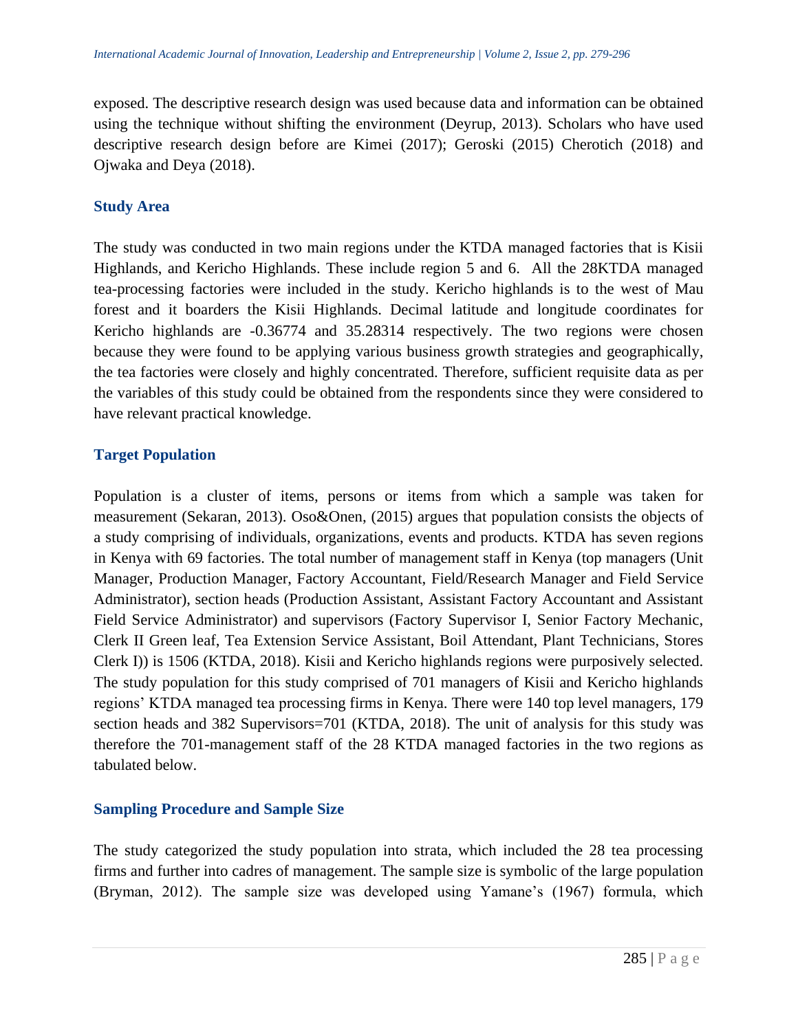exposed. The descriptive research design was used because data and information can be obtained using the technique without shifting the environment (Deyrup, 2013). Scholars who have used descriptive research design before are Kimei (2017); Geroski (2015) Cherotich (2018) and Ojwaka and Deya (2018).

### Study Area

The study was conducted in two main regions under the KTDA managed factories that is Kisii Highlands, and Kericho Highlands. These include region 5 and 6. All the 28KTDA managed tea-processing factories were included in the study. Kericho highlands is to the west of Mau forest and it boarders the Kisii Highlands. Decimal latitude and longitude coordinates for Kericho highlands are -0.36774 and 35.28314 respectively. The two regions were chosen because they were found to be applying various business growth strategies and geographically, the tea factories were closely and highly concentrated. Therefore, sufficient requisite data as per the variables of this study could be obtained from the respondents since they were considered to have relevant practical knowledge.

### Target Population

Population is a cluster of items, persons or items from which a sample was taken for measurement (Sekaran, 2013). Oso&Onen, (2015) argues that population consists the objects of a study comprising of individuals, organizations, events and products. KTDA has seven regions in Kenya with 69 factories. The total number of management staff in Kenya (top managers (Unit Manager, Production Manager, Factory Accountant, Field/Research Manager and Field Service Administrator), section heads (Production Assistant, Assistant Factory Accountant and Assistant Field Service Administrator) and supervisors (Factory Supervisor I, Senior Factory Mechanic, Clerk II Green leaf, Tea Extension Service Assistant, Boil Attendant, Plant Technicians, Stores Clerk I)) is 1506 (KTDA, 2018). Kisii and Kericho highlands regions were purposively selected. The study population for this study comprised of 701 managers of Kisii and Kericho highlands regions' KTDA managed tea processing firms in Kenya. There were 140 top level managers, 179 section heads and 382 Supervisors=701 (KTDA, 2018). The unit of analysis for this study was therefore the 701-management staff of the 28 KTDA managed factories in the two regions as tabulated below.

### Sampling Procedure and Sample Size

The study categorized the study population into strata, which included the 28 tea processing firms and further into cadres of management. The sample size is symbolic of the large population (Bryman, 2012). The sample size was developed using Yamane's (1967) formula, which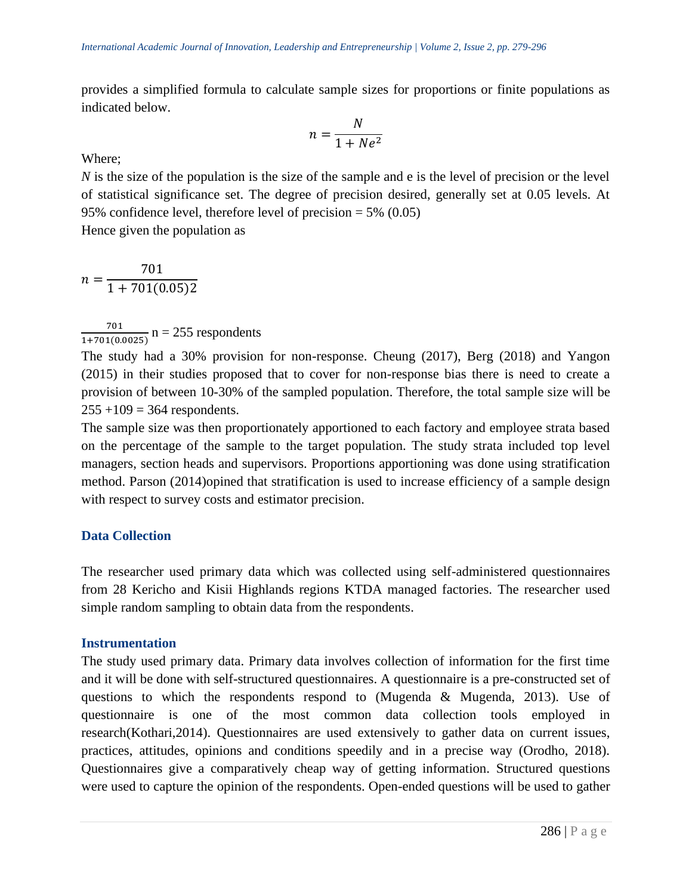provides a simplified formula to calculate sample sizes for proportions or finite populations as indicated below.

$$n = \frac{N}{1 + Ne^2}$$

Where;

*N* is the size of the population is the size of the sample and e is the level of precision or the level of statistical significance set. The degree of precision desired, generally set at 0.05 levels. At 95% confidence level, therefore level of precision = 5% (0.05)

Hence given the population as

$$n = \frac{701}{1 + 701(0.05)2}$$

$\frac{701}{1+701(0.0025)}$ n = 255 respondents

The study had a 30% provision for non-response. Cheung (2017), Berg (2018) and Yangon (2015) in their studies proposed that to cover for non-response bias there is need to create a provision of between 10-30% of the sampled population. Therefore, the total sample size will be 255 +109 = 364 respondents.

The sample size was then proportionately apportioned to each factory and employee strata based on the percentage of the sample to the target population. The study strata included top level managers, section heads and supervisors. Proportions apportioning was done using stratification method. Parson (2014)opined that stratification is used to increase efficiency of a sample design with respect to survey costs and estimator precision.

## Data Collection

The researcher used primary data which was collected using self-administered questionnaires from 28 Kericho and Kisii Highlands regions KTDA managed factories. The researcher used simple random sampling to obtain data from the respondents.

## Instrumentation

The study used primary data. Primary data involves collection of information for the first time and it will be done with self-structured questionnaires. A questionnaire is a pre-constructed set of questions to which the respondents respond to (Mugenda & Mugenda, 2013). Use of questionnaire is one of the most common data collection tools employed in research(Kothari,2014). Questionnaires are used extensively to gather data on current issues, practices, attitudes, opinions and conditions speedily and in a precise way (Orodho, 2018). Questionnaires give a comparatively cheap way of getting information. Structured questions were used to capture the opinion of the respondents. Open-ended questions will be used to gather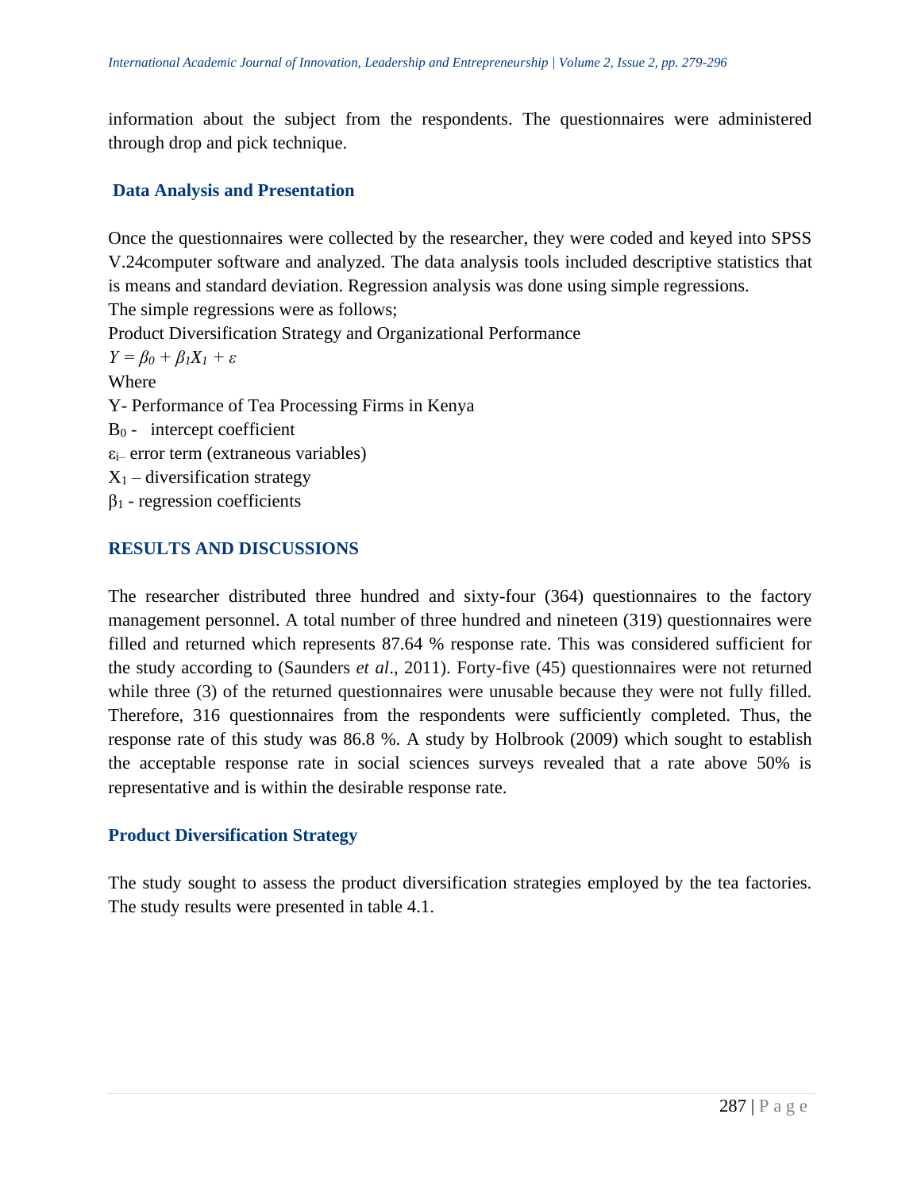information about the subject from the respondents. The questionnaires were administered through drop and pick technique.

## Data Analysis and Presentation

Once the questionnaires were collected by the researcher, they were coded and keyed into SPSS V.24computer software and analyzed. The data analysis tools included descriptive statistics that is means and standard deviation. Regression analysis was done using simple regressions.

The simple regressions were as follows;

Product Diversification Strategy and Organizational Performance

$Y = \beta_0 + \beta_1 X_1 + \varepsilon$

Where

Y- Performance of Tea Processing Firms in Kenya

$B_0$ - intercept coefficient

$\varepsilon_{i-}$ error term (extraneous variables)

$X_1$ – diversification strategy

$\beta_1$ - regression coefficients

## RESULTS AND DISCUSSIONS

The researcher distributed three hundred and sixty-four (364) questionnaires to the factory management personnel. A total number of three hundred and nineteen (319) questionnaires were filled and returned which represents 87.64 % response rate. This was considered sufficient for the study according to (Saunders *et al*., 2011). Forty-five (45) questionnaires were not returned while three (3) of the returned questionnaires were unusable because they were not fully filled. Therefore, 316 questionnaires from the respondents were sufficiently completed. Thus, the response rate of this study was 86.8 %. A study by Holbrook (2009) which sought to establish the acceptable response rate in social sciences surveys revealed that a rate above 50% is representative and is within the desirable response rate.

### Product Diversification Strategy

The study sought to assess the product diversification strategies employed by the tea factories. The study results were presented in table 4.1.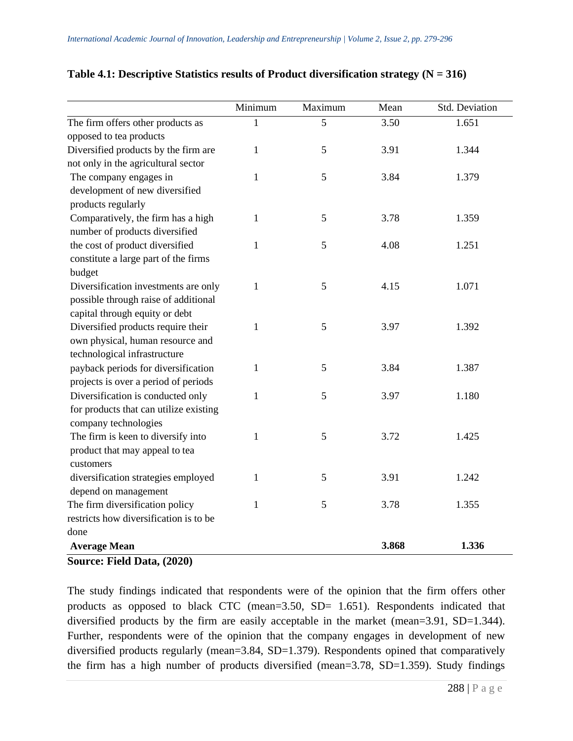**Table 4.1: Descriptive Statistics results of Product diversification strategy (N = 316)**

| | Minimum | Maximum | Mean | Std. Deviation |
|---|---|---|---|---|
| The firm offers other products as opposed to tea products | 1 | 5 | 3.50 | 1.651 |
| Diversified products by the firm are not only in the agricultural sector | 1 | 5 | 3.91 | 1.344 |
| The company engages in development of new diversified products regularly | 1 | 5 | 3.84 | 1.379 |
| Comparatively, the firm has a high number of products diversified | 1 | 5 | 3.78 | 1.359 |
| the cost of product diversified constitute a large part of the firms budget | 1 | 5 | 4.08 | 1.251 |
| Diversification investments are only possible through raise of additional capital through equity or debt | 1 | 5 | 4.15 | 1.071 |
| Diversified products require their own physical, human resource and technological infrastructure | 1 | 5 | 3.97 | 1.392 |
| payback periods for diversification projects is over a period of periods | 1 | 5 | 3.84 | 1.387 |
| Diversification is conducted only for products that can utilize existing company technologies | 1 | 5 | 3.97 | 1.180 |
| The firm is keen to diversify into product that may appeal to tea customers | 1 | 5 | 3.72 | 1.425 |
| diversification strategies employed depend on management | 1 | 5 | 3.91 | 1.242 |
| The firm diversification policy restricts how diversification is to be done | 1 | 5 | 3.78 | 1.355 |
| **Average Mean** | | | **3.868** | **1.336** |

**Source: Field Data, (2020)**

The study findings indicated that respondents were of the opinion that the firm offers other products as opposed to black CTC (mean=3.50, SD= 1.651). Respondents indicated that diversified products by the firm are easily acceptable in the market (mean=3.91, SD=1.344). Further, respondents were of the opinion that the company engages in development of new diversified products regularly (mean=3.84, SD=1.379). Respondents opined that comparatively the firm has a high number of products diversified (mean=3.78, SD=1.359). Study findings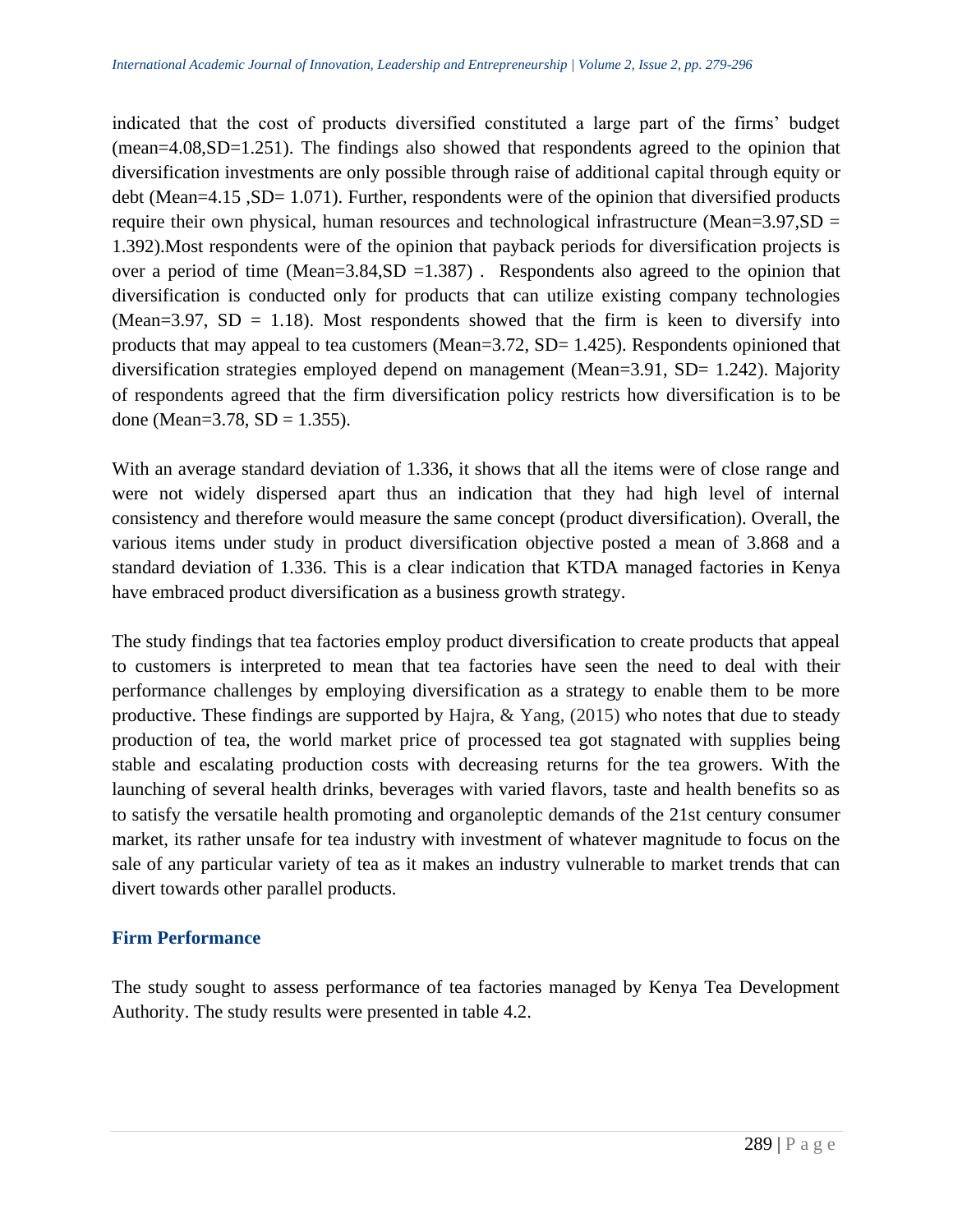indicated that the cost of products diversified constituted a large part of the firms' budget (mean=4.08,SD=1.251). The findings also showed that respondents agreed to the opinion that diversification investments are only possible through raise of additional capital through equity or debt (Mean=4.15 ,SD= 1.071). Further, respondents were of the opinion that diversified products require their own physical, human resources and technological infrastructure (Mean=3.97,SD = 1.392).Most respondents were of the opinion that payback periods for diversification projects is over a period of time (Mean=3.84,SD =1.387) . Respondents also agreed to the opinion that diversification is conducted only for products that can utilize existing company technologies (Mean=3.97, SD = 1.18). Most respondents showed that the firm is keen to diversify into products that may appeal to tea customers (Mean=3.72, SD= 1.425). Respondents opinioned that diversification strategies employed depend on management (Mean=3.91, SD= 1.242). Majority of respondents agreed that the firm diversification policy restricts how diversification is to be done (Mean=3.78, SD = 1.355).

With an average standard deviation of 1.336, it shows that all the items were of close range and were not widely dispersed apart thus an indication that they had high level of internal consistency and therefore would measure the same concept (product diversification). Overall, the various items under study in product diversification objective posted a mean of 3.868 and a standard deviation of 1.336. This is a clear indication that KTDA managed factories in Kenya have embraced product diversification as a business growth strategy.

The study findings that tea factories employ product diversification to create products that appeal to customers is interpreted to mean that tea factories have seen the need to deal with their performance challenges by employing diversification as a strategy to enable them to be more productive. These findings are supported by Hajra, & Yang, (2015) who notes that due to steady production of tea, the world market price of processed tea got stagnated with supplies being stable and escalating production costs with decreasing returns for the tea growers. With the launching of several health drinks, beverages with varied flavors, taste and health benefits so as to satisfy the versatile health promoting and organoleptic demands of the 21st century consumer market, its rather unsafe for tea industry with investment of whatever magnitude to focus on the sale of any particular variety of tea as it makes an industry vulnerable to market trends that can divert towards other parallel products.

## Firm Performance

The study sought to assess performance of tea factories managed by Kenya Tea Development Authority. The study results were presented in table 4.2.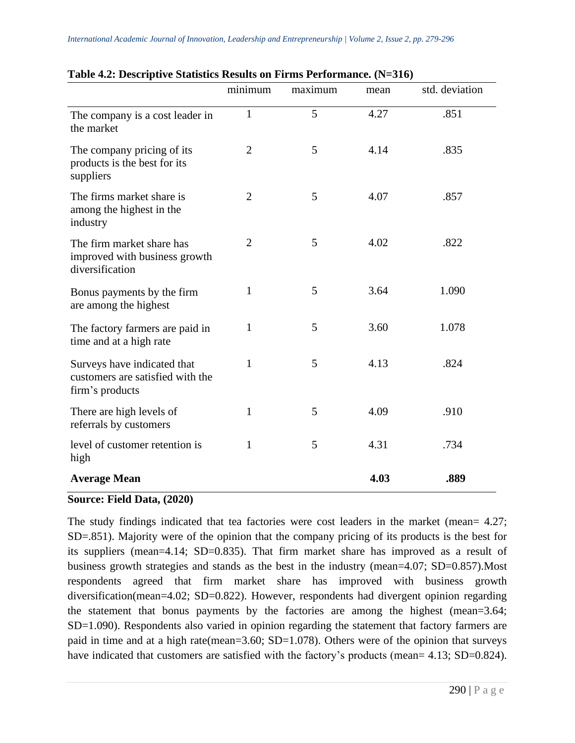**Table 4.2: Descriptive Statistics Results on Firms Performance. (N=316)**

| | minimum | maximum | mean | std. deviation |
|---|---|---|---|---|
| The company is a cost leader in the market | 1 | 5 | 4.27 | .851 |
| The company pricing of its products is the best for its suppliers | 2 | 5 | 4.14 | .835 |
| The firms market share is among the highest in the industry | 2 | 5 | 4.07 | .857 |
| The firm market share has improved with business growth diversification | 2 | 5 | 4.02 | .822 |
| Bonus payments by the firm are among the highest | 1 | 5 | 3.64 | 1.090 |
| The factory farmers are paid in time and at a high rate | 1 | 5 | 3.60 | 1.078 |
| Surveys have indicated that customers are satisfied with the firm's products | 1 | 5 | 4.13 | .824 |
| There are high levels of referrals by customers | 1 | 5 | 4.09 | .910 |
| level of customer retention is high | 1 | 5 | 4.31 | .734 |
| **Average Mean** | | | **4.03** | **.889** |

**Source: Field Data, (2020)**

The study findings indicated that tea factories were cost leaders in the market (mean= 4.27; SD=.851). Majority were of the opinion that the company pricing of its products is the best for its suppliers (mean=4.14; SD=0.835). That firm market share has improved as a result of business growth strategies and stands as the best in the industry (mean=4.07; SD=0.857).Most respondents agreed that firm market share has improved with business growth diversification(mean=4.02; SD=0.822). However, respondents had divergent opinion regarding the statement that bonus payments by the factories are among the highest (mean=3.64; SD=1.090). Respondents also varied in opinion regarding the statement that factory farmers are paid in time and at a high rate(mean=3.60; SD=1.078). Others were of the opinion that surveys have indicated that customers are satisfied with the factory's products (mean= 4.13; SD=0.824).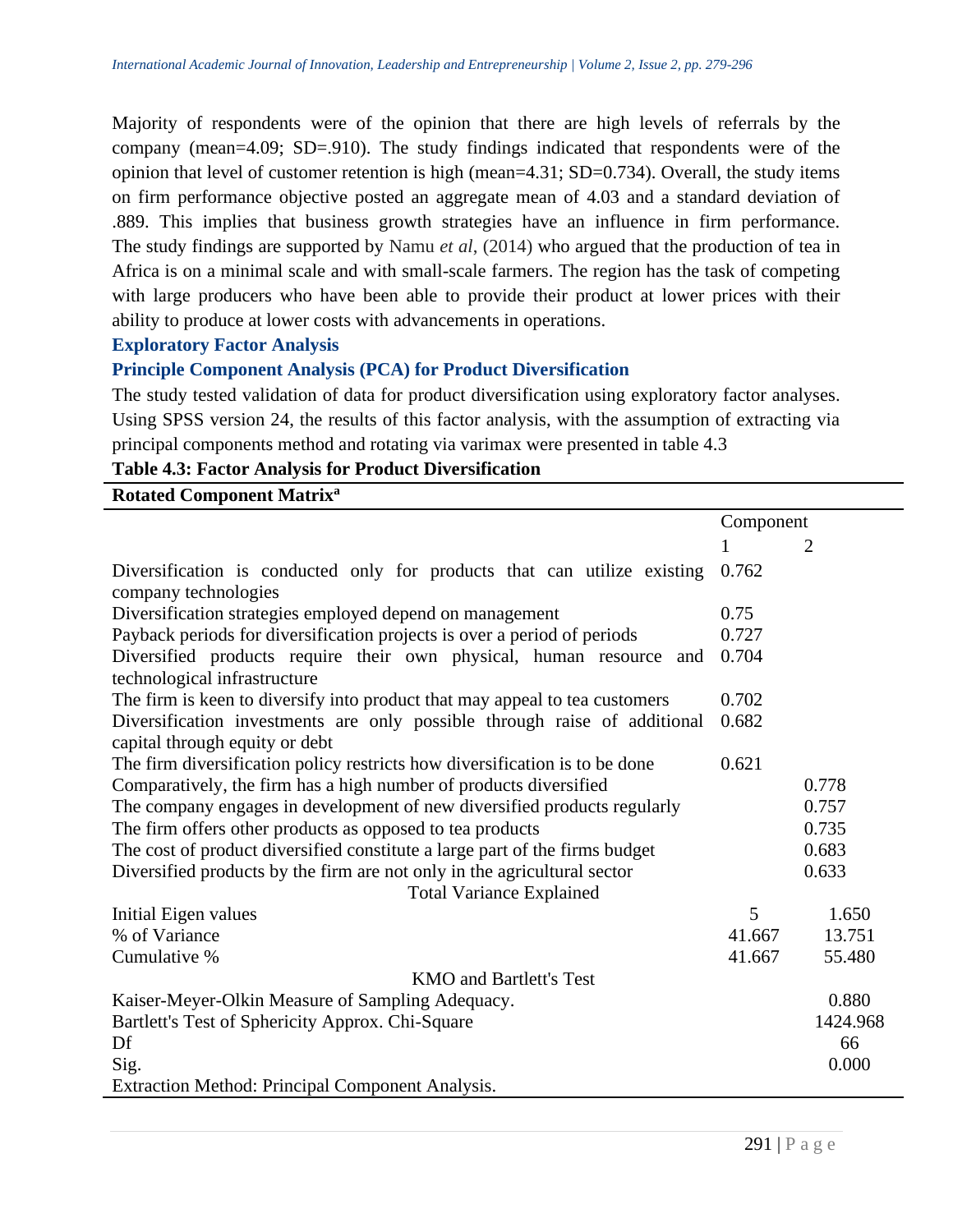Majority of respondents were of the opinion that there are high levels of referrals by the company (mean=4.09; SD=.910). The study findings indicated that respondents were of the opinion that level of customer retention is high (mean=4.31; SD=0.734). Overall, the study items on firm performance objective posted an aggregate mean of 4.03 and a standard deviation of .889. This implies that business growth strategies have an influence in firm performance. The study findings are supported by Namu *et al*, (2014) who argued that the production of tea in Africa is on a minimal scale and with small-scale farmers. The region has the task of competing with large producers who have been able to provide their product at lower prices with their ability to produce at lower costs with advancements in operations.

### Exploratory Factor Analysis

### Principle Component Analysis (PCA) for Product Diversification

The study tested validation of data for product diversification using exploratory factor analyses. Using SPSS version 24, the results of this factor analysis, with the assumption of extracting via principal components method and rotating via varimax were presented in table 4.3

**Table 4.3: Factor Analysis for Product Diversification**

| **Rotated Component Matrix[a]** | | |
|---|---|---|
| | Component | |
| | 1 | 2 |
| Diversification is conducted only for products that can utilize existing company technologies | 0.762 | |
| Diversification strategies employed depend on management | 0.75 | |
| Payback periods for diversification projects is over a period of periods | 0.727 | |
| Diversified products require their own physical, human resource and technological infrastructure | 0.704 | |
| The firm is keen to diversify into product that may appeal to tea customers | 0.702 | |
| Diversification investments are only possible through raise of additional capital through equity or debt | 0.682 | |
| The firm diversification policy restricts how diversification is to be done | 0.621 | |
| Comparatively, the firm has a high number of products diversified | | 0.778 |
| The company engages in development of new diversified products regularly | | 0.757 |
| The firm offers other products as opposed to tea products | | 0.735 |
| The cost of product diversified constitute a large part of the firms budget | | 0.683 |
| Diversified products by the firm are not only in the agricultural sector | | 0.633 |
| Total Variance Explained | | |
| Initial Eigen values | 5 | 1.650 |
| % of Variance | 41.667 | 13.751 |
| Cumulative % | 41.667 | 55.480 |
| KMO and Bartlett's Test | | |
| Kaiser-Meyer-Olkin Measure of Sampling Adequacy. | | 0.880 |
| Bartlett's Test of Sphericity Approx. Chi-Square | | 1424.968 |
| Df | | 66 |
| Sig. | | 0.000 |
| Extraction Method: Principal Component Analysis. | | |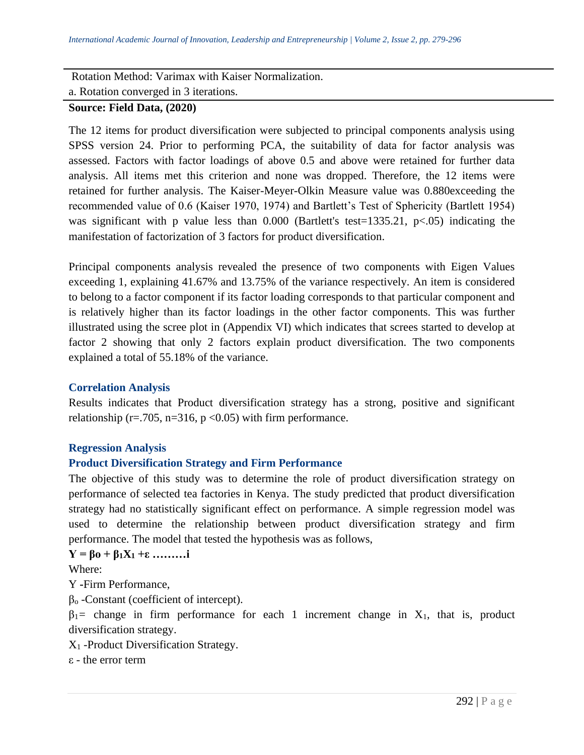Rotation Method: Varimax with Kaiser Normalization.

a. Rotation converged in 3 iterations.

**Source: Field Data, (2020)**

The 12 items for product diversification were subjected to principal components analysis using SPSS version 24. Prior to performing PCA, the suitability of data for factor analysis was assessed. Factors with factor loadings of above 0.5 and above were retained for further data analysis. All items met this criterion and none was dropped. Therefore, the 12 items were retained for further analysis. The Kaiser-Meyer-Olkin Measure value was 0.880exceeding the recommended value of 0.6 (Kaiser 1970, 1974) and Bartlett's Test of Sphericity (Bartlett 1954) was significant with p value less than 0.000 (Bartlett's test=1335.21, $p<.05$) indicating the manifestation of factorization of 3 factors for product diversification.

Principal components analysis revealed the presence of two components with Eigen Values exceeding 1, explaining 41.67% and 13.75% of the variance respectively. An item is considered to belong to a factor component if its factor loading corresponds to that particular component and is relatively higher than its factor loadings in the other factor components. This was further illustrated using the scree plot in (Appendix VI) which indicates that screes started to develop at factor 2 showing that only 2 factors explain product diversification. The two components explained a total of 55.18% of the variance.

### Correlation Analysis

Results indicates that Product diversification strategy has a strong, positive and significant relationship ($r=.705$, $n=316$, $p<0.05$) with firm performance.

### Regression Analysis

### Product Diversification Strategy and Firm Performance

The objective of this study was to determine the role of product diversification strategy on performance of selected tea factories in Kenya. The study predicted that product diversification strategy had no statistically significant effect on performance. A simple regression model was used to determine the relationship between product diversification strategy and firm performance. The model that tested the hypothesis was as follows,

$$\mathbf{Y = \beta_o + \beta_1 X_1 + \varepsilon \text{ ………i}}$$

Where:

Y -Firm Performance,

$\beta_o$ -Constant (coefficient of intercept).

$\beta_1$= change in firm performance for each 1 increment change in $X_1$, that is, product diversification strategy.

$X_1$ -Product Diversification Strategy.

$\varepsilon$ - the error term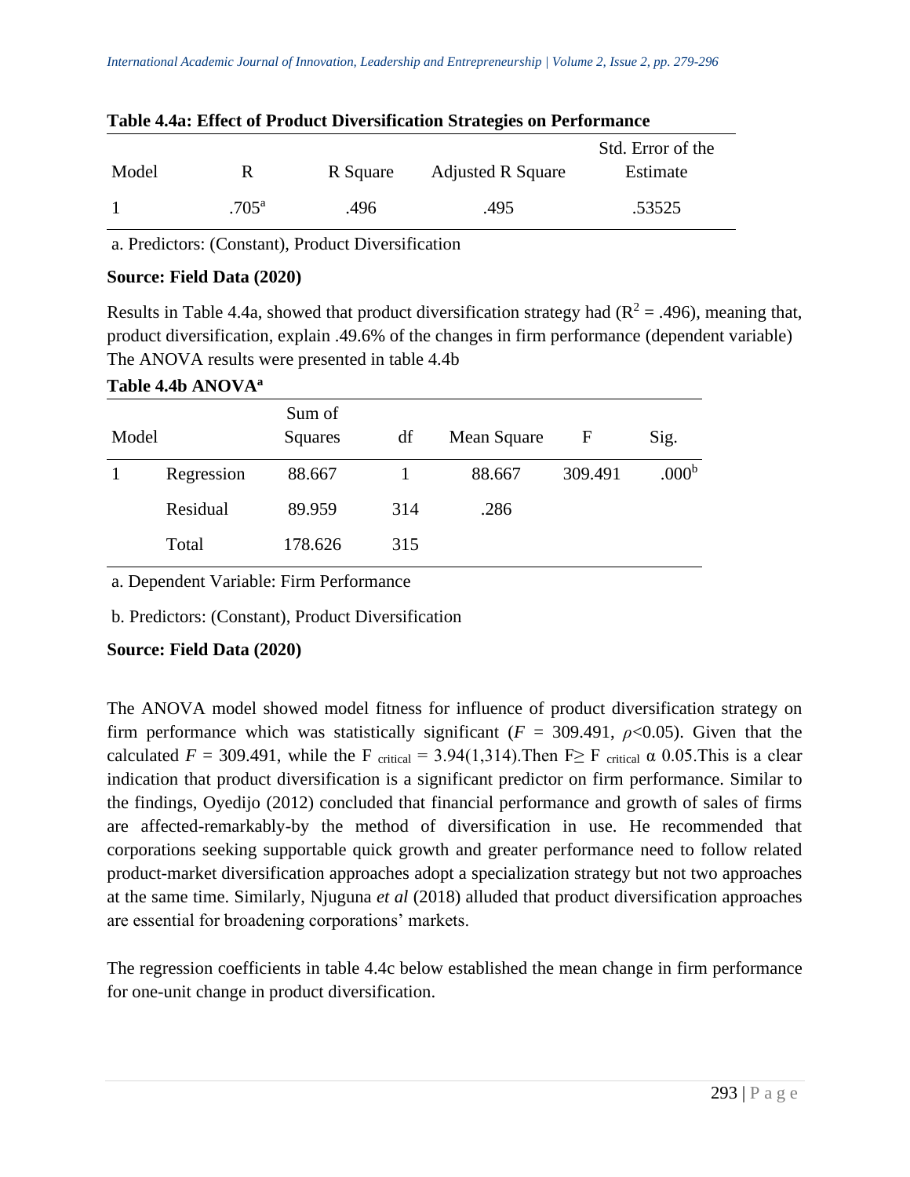**Table 4.4a: Effect of Product Diversification Strategies on Performance**

| Model | R | R Square | Adjusted R Square | Std. Error of the Estimate |
|---|---|---|---|---|
| 1 | .705[a] | .496 | .495 | .53525 |

a. Predictors: (Constant), Product Diversification

**Source: Field Data (2020)**

Results in Table 4.4a, showed that product diversification strategy had ($R^2$ = .496), meaning that, product diversification, explain .49.6% of the changes in firm performance (dependent variable) The ANOVA results were presented in table 4.4b

**Table 4.4b ANOVA[a]**

| Model | | Sum of Squares | df | Mean Square | F | Sig. |
|---|---|---|---|---|---|---|
| 1 | Regression | 88.667 | 1 | 88.667 | 309.491 | .000[b] |
| | Residual | 89.959 | 314 | .286 | | |
| | Total | 178.626 | 315 | | | |

a. Dependent Variable: Firm Performance

b. Predictors: (Constant), Product Diversification

**Source: Field Data (2020)**

The ANOVA model showed model fitness for influence of product diversification strategy on firm performance which was statistically significant ($F$ = 309.491, $\rho$<0.05). Given that the calculated $F$ = 309.491, while the $F_{critical}$ = 3.94(1,314).Then $F \geq F_{critical}$ $\alpha$ 0.05.This is a clear indication that product diversification is a significant predictor on firm performance. Similar to the findings, Oyedijo (2012) concluded that financial performance and growth of sales of firms are affected-remarkably-by the method of diversification in use. He recommended that corporations seeking supportable quick growth and greater performance need to follow related product-market diversification approaches adopt a specialization strategy but not two approaches at the same time. Similarly, Njuguna *et al* (2018) alluded that product diversification approaches are essential for broadening corporations' markets.

The regression coefficients in table 4.4c below established the mean change in firm performance for one-unit change in product diversification.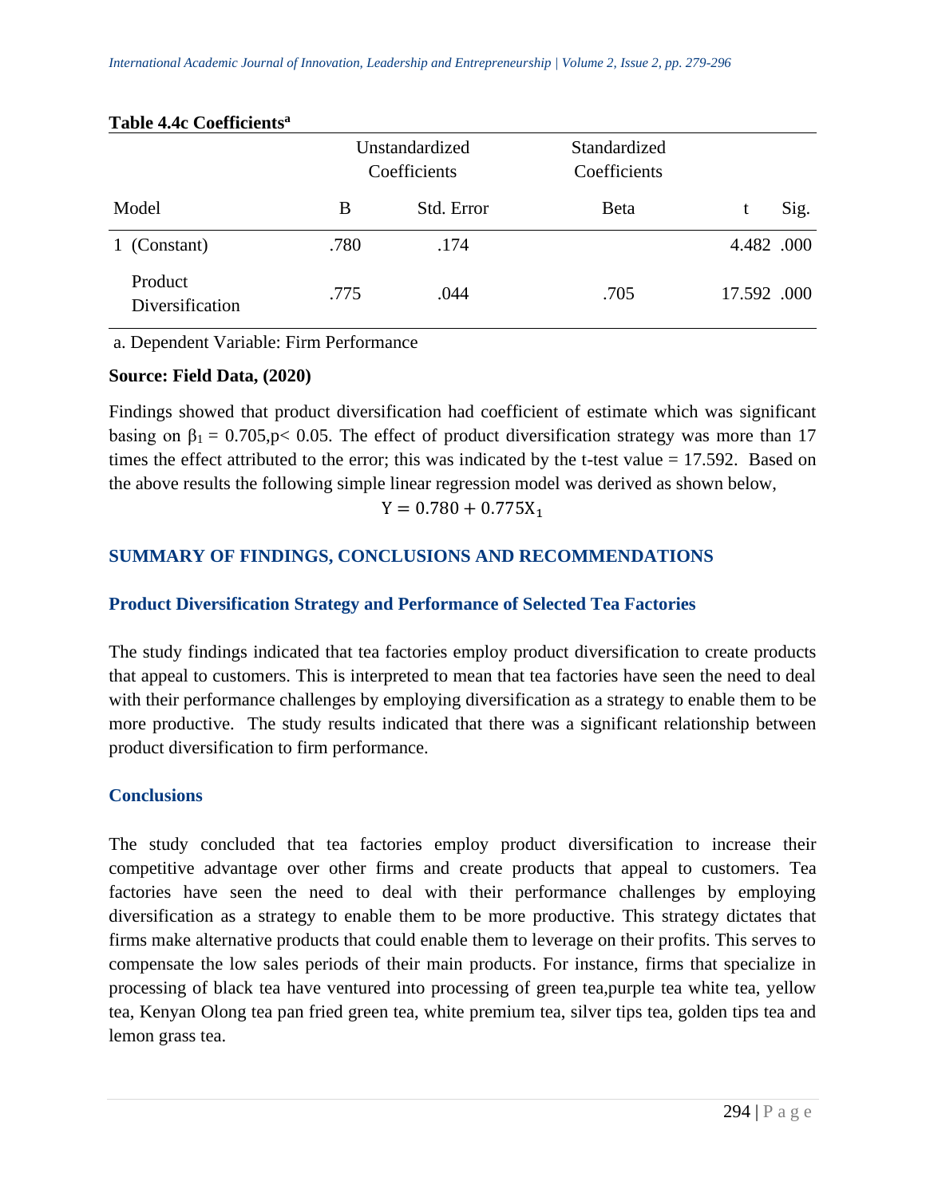**Table 4.4c Coefficients[a]**

| Model | Unstandardized Coefficients | | Standardized Coefficients | | |
|---|---|---|---|---|---|
| | B | Std. Error | Beta | t | Sig. |
| 1 (Constant) | .780 | .174 | | 4.482 | .000 |
| Product Diversification | .775 | .044 | .705 | 17.592 | .000 |

a. Dependent Variable: Firm Performance

**Source: Field Data, (2020)**

Findings showed that product diversification had coefficient of estimate which was significant basing on $\beta_1 = 0.705, p < 0.05$. The effect of product diversification strategy was more than 17 times the effect attributed to the error; this was indicated by the t-test value = 17.592. Based on the above results the following simple linear regression model was derived as shown below,

$$Y = 0.780 + 0.775X_1$$

## SUMMARY OF FINDINGS, CONCLUSIONS AND RECOMMENDATIONS

### Product Diversification Strategy and Performance of Selected Tea Factories

The study findings indicated that tea factories employ product diversification to create products that appeal to customers. This is interpreted to mean that tea factories have seen the need to deal with their performance challenges by employing diversification as a strategy to enable them to be more productive. The study results indicated that there was a significant relationship between product diversification to firm performance.

### Conclusions

The study concluded that tea factories employ product diversification to increase their competitive advantage over other firms and create products that appeal to customers. Tea factories have seen the need to deal with their performance challenges by employing diversification as a strategy to enable them to be more productive. This strategy dictates that firms make alternative products that could enable them to leverage on their profits. This serves to compensate the low sales periods of their main products. For instance, firms that specialize in processing of black tea have ventured into processing of green tea,purple tea white tea, yellow tea, Kenyan Olong tea pan fried green tea, white premium tea, silver tips tea, golden tips tea and lemon grass tea.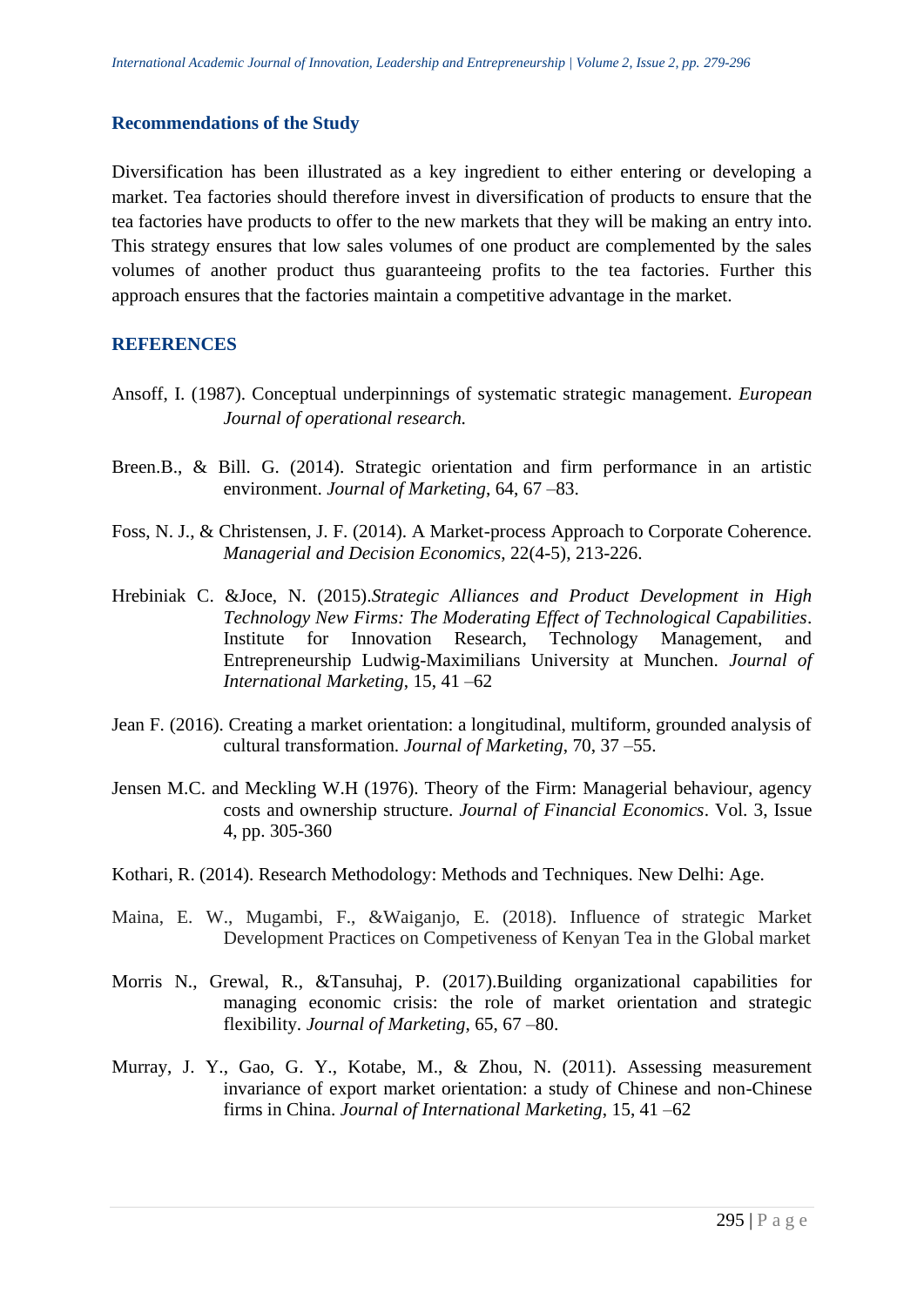## Recommendations of the Study

Diversification has been illustrated as a key ingredient to either entering or developing a market. Tea factories should therefore invest in diversification of products to ensure that the tea factories have products to offer to the new markets that they will be making an entry into. This strategy ensures that low sales volumes of one product are complemented by the sales volumes of another product thus guaranteeing profits to the tea factories. Further this approach ensures that the factories maintain a competitive advantage in the market.

## REFERENCES

Ansoff, I. (1987). Conceptual underpinnings of systematic strategic management. *European Journal of operational research.*

Breen.B., & Bill. G. (2014). Strategic orientation and firm performance in an artistic environment. *Journal of Marketing*, 64, 67 –83.

Foss, N. J., & Christensen, J. F. (2014). A Market-process Approach to Corporate Coherence. *Managerial and Decision Economics*, 22(4-5), 213-226.

Hrebiniak C. &Joce, N. (2015).*Strategic Alliances and Product Development in High Technology New Firms: The Moderating Effect of Technological Capabilities*. Institute for Innovation Research, Technology Management, and Entrepreneurship Ludwig-Maximilians University at Munchen. *Journal of International Marketing*, 15, 41 –62

Jean F. (2016). Creating a market orientation: a longitudinal, multiform, grounded analysis of cultural transformation. *Journal of Marketing*, 70, 37 –55.

Jensen M.C. and Meckling W.H (1976). Theory of the Firm: Managerial behaviour, agency costs and ownership structure. *Journal of Financial Economics*. Vol. 3, Issue 4, pp. 305-360

Kothari, R. (2014). Research Methodology: Methods and Techniques. New Delhi: Age.

Maina, E. W., Mugambi, F., &Waiganjo, E. (2018). Influence of strategic Market Development Practices on Competiveness of Kenyan Tea in the Global market

Morris N., Grewal, R., &Tansuhaj, P. (2017).Building organizational capabilities for managing economic crisis: the role of market orientation and strategic flexibility. *Journal of Marketing*, 65, 67 –80.

Murray, J. Y., Gao, G. Y., Kotabe, M., & Zhou, N. (2011). Assessing measurement invariance of export market orientation: a study of Chinese and non-Chinese firms in China. *Journal of International Marketing*, 15, 41 –62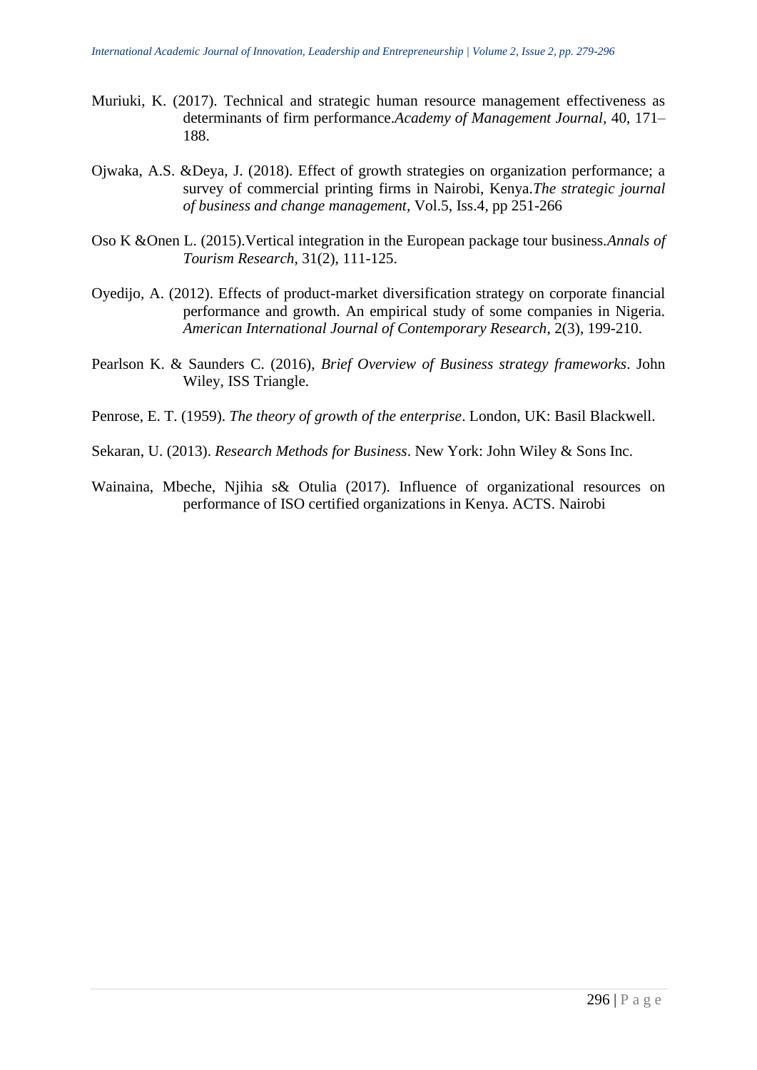Muriuki, K. (2017). Technical and strategic human resource management effectiveness as determinants of firm performance.*Academy of Management Journal*, 40, 171–188.

Ojwaka, A.S. &Deya, J. (2018). Effect of growth strategies on organization performance; a survey of commercial printing firms in Nairobi, Kenya.*The strategic journal of business and change management*, Vol.5, Iss.4, pp 251-266

Oso K &Onen L. (2015).Vertical integration in the European package tour business.*Annals of Tourism Research*, 31(2), 111-125.

Oyedijo, A. (2012). Effects of product-market diversification strategy on corporate financial performance and growth. An empirical study of some companies in Nigeria. *American International Journal of Contemporary Research*, 2(3), 199-210.

Pearlson K. & Saunders C. (2016), *Brief Overview of Business strategy frameworks*. John Wiley, ISS Triangle.

Penrose, E. T. (1959). *The theory of growth of the enterprise*. London, UK: Basil Blackwell.

Sekaran, U. (2013). *Research Methods for Business*. New York: John Wiley & Sons Inc.

Wainaina, Mbeche, Njihia s& Otulia (2017). Influence of organizational resources on performance of ISO certified organizations in Kenya. ACTS. Nairobi